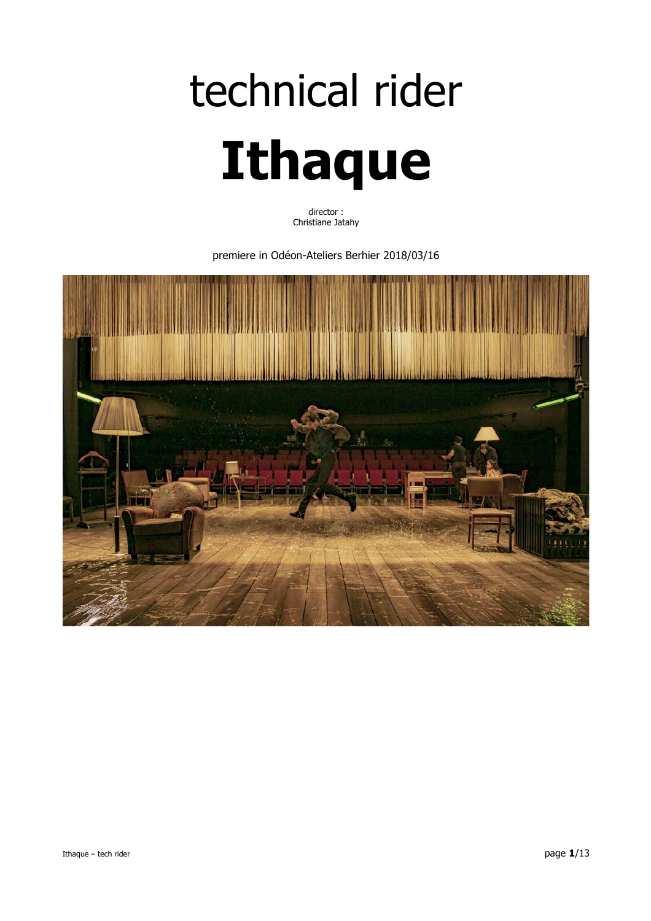# technical rider

# **Ithaque**

director :
Christiane Jatahy

premiere in Odéon-Ateliers Berhier 2018/03/16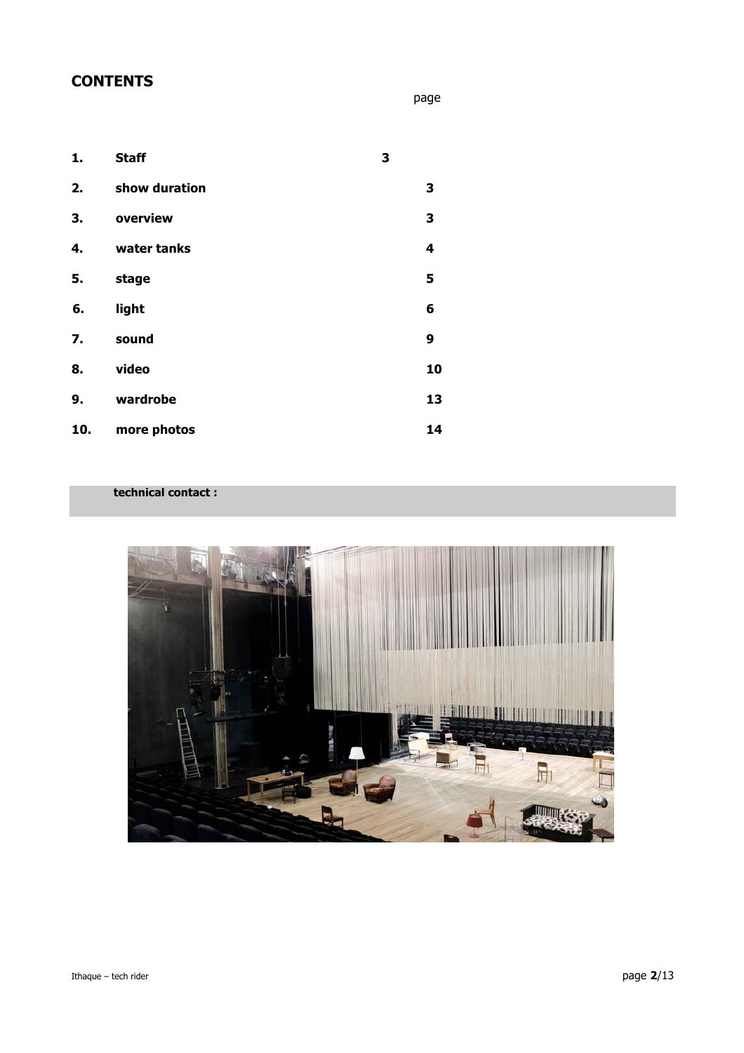## CONTENTS

| | | page |
|---|---|---|
| **1.** | **Staff** | **3** |
| **2.** | **show duration** | **3** |
| **3.** | **overview** | **3** |
| **4.** | **water tanks** | **4** |
| **5.** | **stage** | **5** |
| **6.** | **light** | **6** |
| **7.** | **sound** | **9** |
| **8.** | **video** | **10** |
| **9.** | **wardrobe** | **13** |
| **10.** | **more photos** | **14** |

**technical contact :**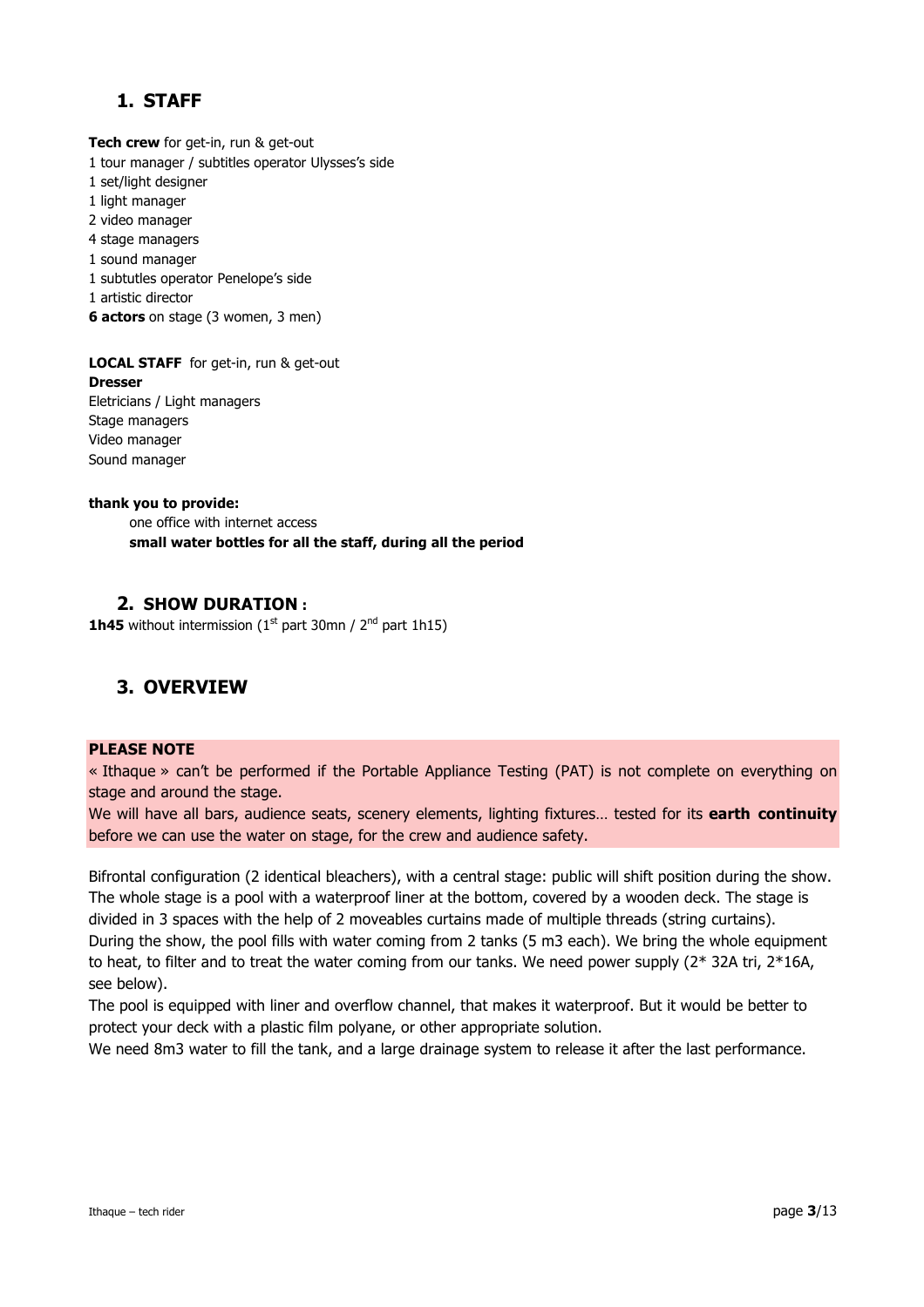## 1. STAFF

**Tech crew** for get-in, run & get-out
1 tour manager / subtitles operator Ulysses's side
1 set/light designer
1 light manager
2 video manager
4 stage managers
1 sound manager
1 subtutles operator Penelope's side
1 artistic director
**6 actors** on stage (3 women, 3 men)

**LOCAL STAFF** for get-in, run & get-out
**Dresser**
Eletricians / Light managers
Stage managers
Video manager
Sound manager

**thank you to provide:**

one office with internet access
**small water bottles for all the staff, during all the period**

## 2. SHOW DURATION :

**1h45** without intermission (1st part 30mn / 2nd part 1h15)

## 3. OVERVIEW

**PLEASE NOTE**
« Ithaque » can't be performed if the Portable Appliance Testing (PAT) is not complete on everything on stage and around the stage.
We will have all bars, audience seats, scenery elements, lighting fixtures… tested for its **earth continuity** before we can use the water on stage, for the crew and audience safety.

Bifrontal configuration (2 identical bleachers), with a central stage: public will shift position during the show.
The whole stage is a pool with a waterproof liner at the bottom, covered by a wooden deck. The stage is divided in 3 spaces with the help of 2 moveables curtains made of multiple threads (string curtains).
During the show, the pool fills with water coming from 2 tanks (5 m3 each). We bring the whole equipment to heat, to filter and to treat the water coming from our tanks. We need power supply (2* 32A tri, 2*16A, see below).
The pool is equipped with liner and overflow channel, that makes it waterproof. But it would be better to protect your deck with a plastic film polyane, or other appropriate solution.
We need 8m3 water to fill the tank, and a large drainage system to release it after the last performance.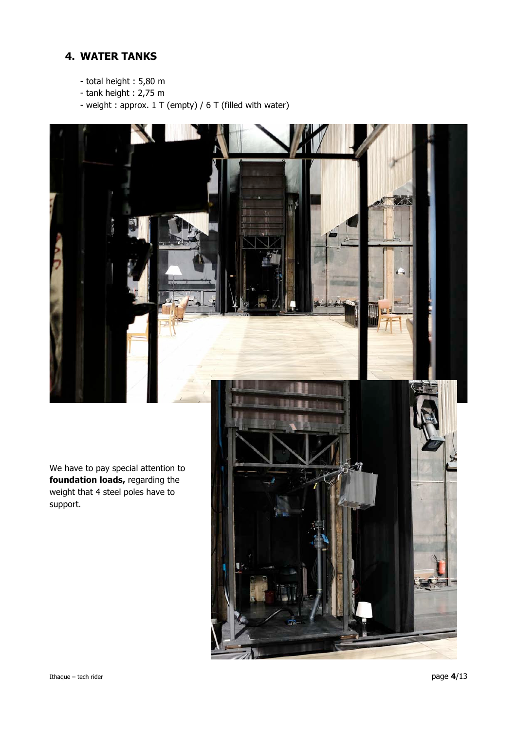## 4. WATER TANKS

- total height : 5,80 m
- tank height : 2,75 m
- weight : approx. 1 T (empty) / 6 T (filled with water)

We have to pay special attention to **foundation loads,** regarding the weight that 4 steel poles have to support.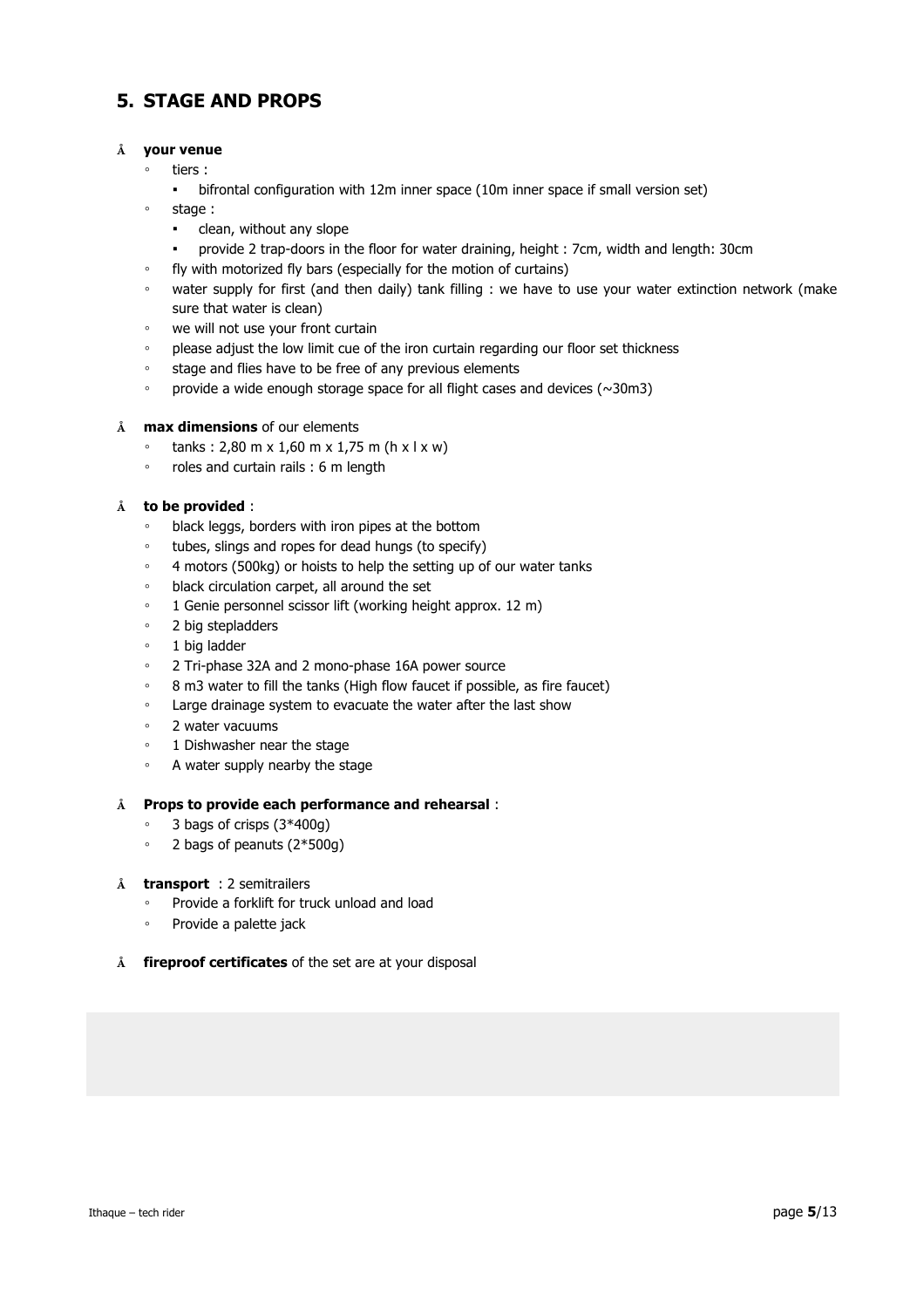## 5. STAGE AND PROPS

- **your venue**
  - tiers :
    - bifrontal configuration with 12m inner space (10m inner space if small version set)
  - stage :
    - clean, without any slope
    - provide 2 trap-doors in the floor for water draining, height : 7cm, width and length: 30cm
  - fly with motorized fly bars (especially for the motion of curtains)
  - water supply for first (and then daily) tank filling : we have to use your water extinction network (make sure that water is clean)
  - we will not use your front curtain
  - please adjust the low limit cue of the iron curtain regarding our floor set thickness
  - stage and flies have to be free of any previous elements
  - provide a wide enough storage space for all flight cases and devices (~30m3)

- **max dimensions** of our elements
  - tanks : 2,80 m x 1,60 m x 1,75 m (h x l x w)
  - roles and curtain rails : 6 m length

- **to be provided** :
  - black leggs, borders with iron pipes at the bottom
  - tubes, slings and ropes for dead hungs (to specify)
  - 4 motors (500kg) or hoists to help the setting up of our water tanks
  - black circulation carpet, all around the set
  - 1 Genie personnel scissor lift (working height approx. 12 m)
  - 2 big stepladders
  - 1 big ladder
  - 2 Tri-phase 32A and 2 mono-phase 16A power source
  - 8 m3 water to fill the tanks (High flow faucet if possible, as fire faucet)
  - Large drainage system to evacuate the water after the last show
  - 2 water vacuums
  - 1 Dishwasher near the stage
  - A water supply nearby the stage

- **Props to provide each performance and rehearsal** :
  - 3 bags of crisps (3*400g)
  - 2 bags of peanuts (2*500g)

- **transport** : 2 semitrailers
  - Provide a forklift for truck unload and load
  - Provide a palette jack

- **fireproof certificates** of the set are at your disposal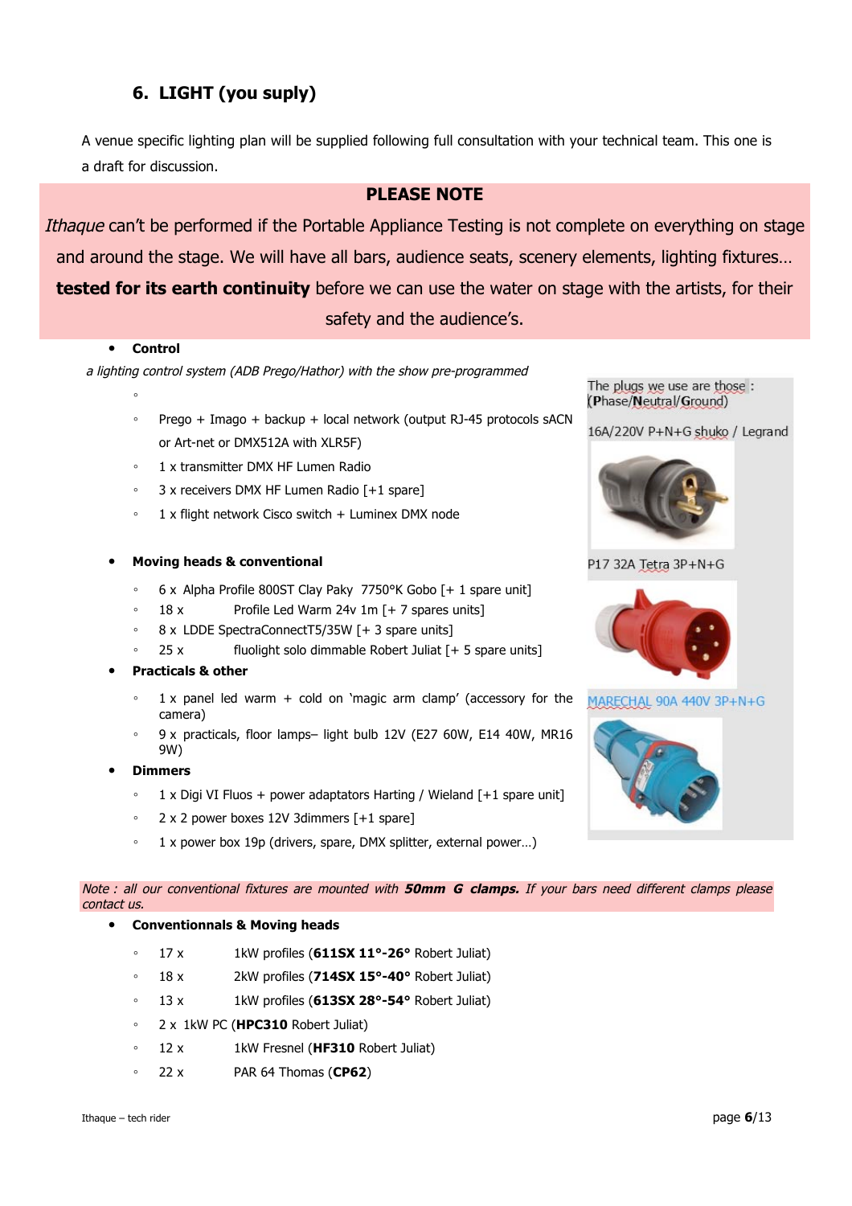## 6. LIGHT (you suply)

A venue specific lighting plan will be supplied following full consultation with your technical team. This one is a draft for discussion.

**PLEASE NOTE**

*Ithaque* can't be performed if the Portable Appliance Testing is not complete on everything on stage and around the stage. We will have all bars, audience seats, scenery elements, lighting fixtures… **tested for its earth continuity** before we can use the water on stage with the artists, for their safety and the audience's.

- **Control**

*a lighting control system (ADB Prego/Hathor) with the show pre-programmed*

  - Prego + Imago + backup + local network (output RJ-45 protocols sACN or Art-net or DMX512A with XLR5F)
  - 1 x transmitter DMX HF Lumen Radio
  - 3 x receivers DMX HF Lumen Radio [+1 spare]
  - 1 x flight network Cisco switch + Luminex DMX node

- **Moving heads & conventional**
  - 6 x Alpha Profile 800ST Clay Paky 7750°K Gobo [+ 1 spare unit]
  - 18 x Profile Led Warm 24v 1m [+ 7 spares units]
  - 8 x LDDE SpectraConnectT5/35W [+ 3 spare units]
  - 25 x fluolight solo dimmable Robert Juliat [+ 5 spare units]
- **Practicals & other**
  - 1 x panel led warm + cold on 'magic arm clamp' (accessory for the camera)
  - 9 x practicals, floor lamps– light bulb 12V (E27 60W, E14 40W, MR16 9W)
- **Dimmers**
  - 1 x Digi VI Fluos + power adaptators Harting / Wieland [+1 spare unit]
  - 2 x 2 power boxes 12V 3dimmers [+1 spare]
  - 1 x power box 19p (drivers, spare, DMX splitter, external power…)

The plugs we use are those : (**P**hase/**N**eutral/**G**round)

16A/220V P+N+G shuko / Legrand

P17 32A Tetra 3P+N+G

MARECHAL 90A 440V 3P+N+G

*Note : all our conventional fixtures are mounted with **50mm G clamps.** If your bars need different clamps please contact us.*

- **Conventionnals & Moving heads**
  - 17 x 1kW profiles (**611SX 11°-26°** Robert Juliat)
  - 18 x 2kW profiles (**714SX 15°-40°** Robert Juliat)
  - 13 x 1kW profiles (**613SX 28°-54°** Robert Juliat)
  - 2 x 1kW PC (**HPC310** Robert Juliat)
  - 12 x 1kW Fresnel (**HF310** Robert Juliat)
  - 22 x PAR 64 Thomas (**CP62**)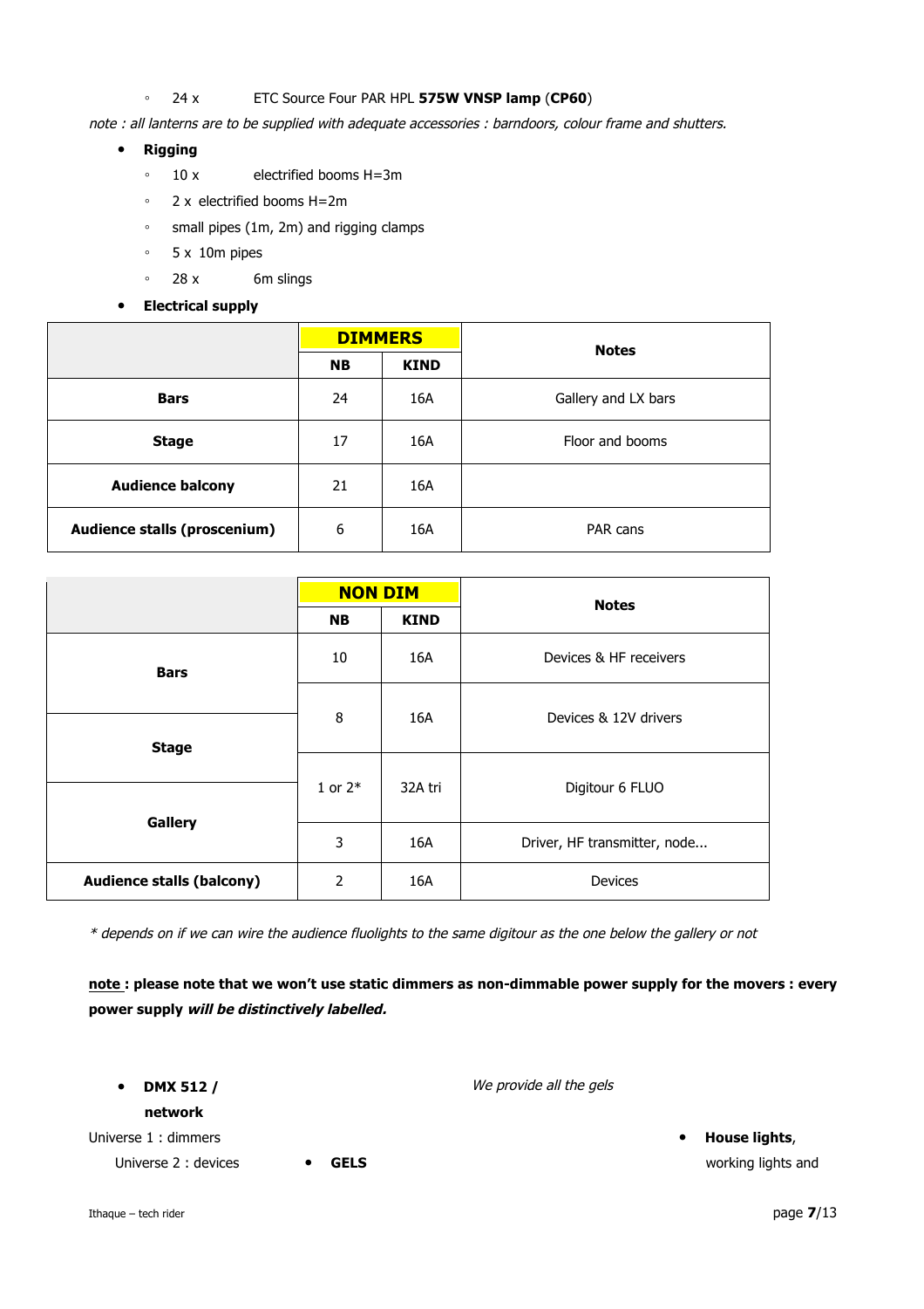- 24 x ETC Source Four PAR HPL **575W VNSP lamp** (**CP60**)

*note : all lanterns are to be supplied with adequate accessories : barndoors, colour frame and shutters.*

- **Rigging**
   - 10 x electrified booms H=3m
   - 2 x electrified booms H=2m
   - small pipes (1m, 2m) and rigging clamps
   - 5 x 10m pipes
   - 28 x 6m slings
- **Electrical supply**

| | **DIMMERS** | | **Notes** |
|---|---|---|---|
| | **NB** | **KIND** | |
| **Bars** | 24 | 16A | Gallery and LX bars |
| **Stage** | 17 | 16A | Floor and booms |
| **Audience balcony** | 21 | 16A | |
| **Audience stalls (proscenium)** | 6 | 16A | PAR cans |

| | **NON DIM** | | **Notes** |
|---|---|---|---|
| | **NB** | **KIND** | |
| **Bars** | 10 | 16A | Devices & HF receivers |
| **Stage** | 8 | 16A | Devices & 12V drivers |
| **Gallery** | 1 or 2* | 32A tri | Digitour 6 FLUO |
| | 3 | 16A | Driver, HF transmitter, node... |
| **Audience stalls (balcony)** | 2 | 16A | Devices |

*\* depends on if we can wire the audience fluolights to the same digitour as the one below the gallery or not*

**<u>note</u> : please note that we won't use static dimmers as non-dimmable power supply for the movers : every power supply *will be distinctively labelled.***

- **DMX 512 / network**

Universe 1 : dimmers

Universe 2 : devices

- **GELS**

*We provide all the gels*

- **House lights**, working lights and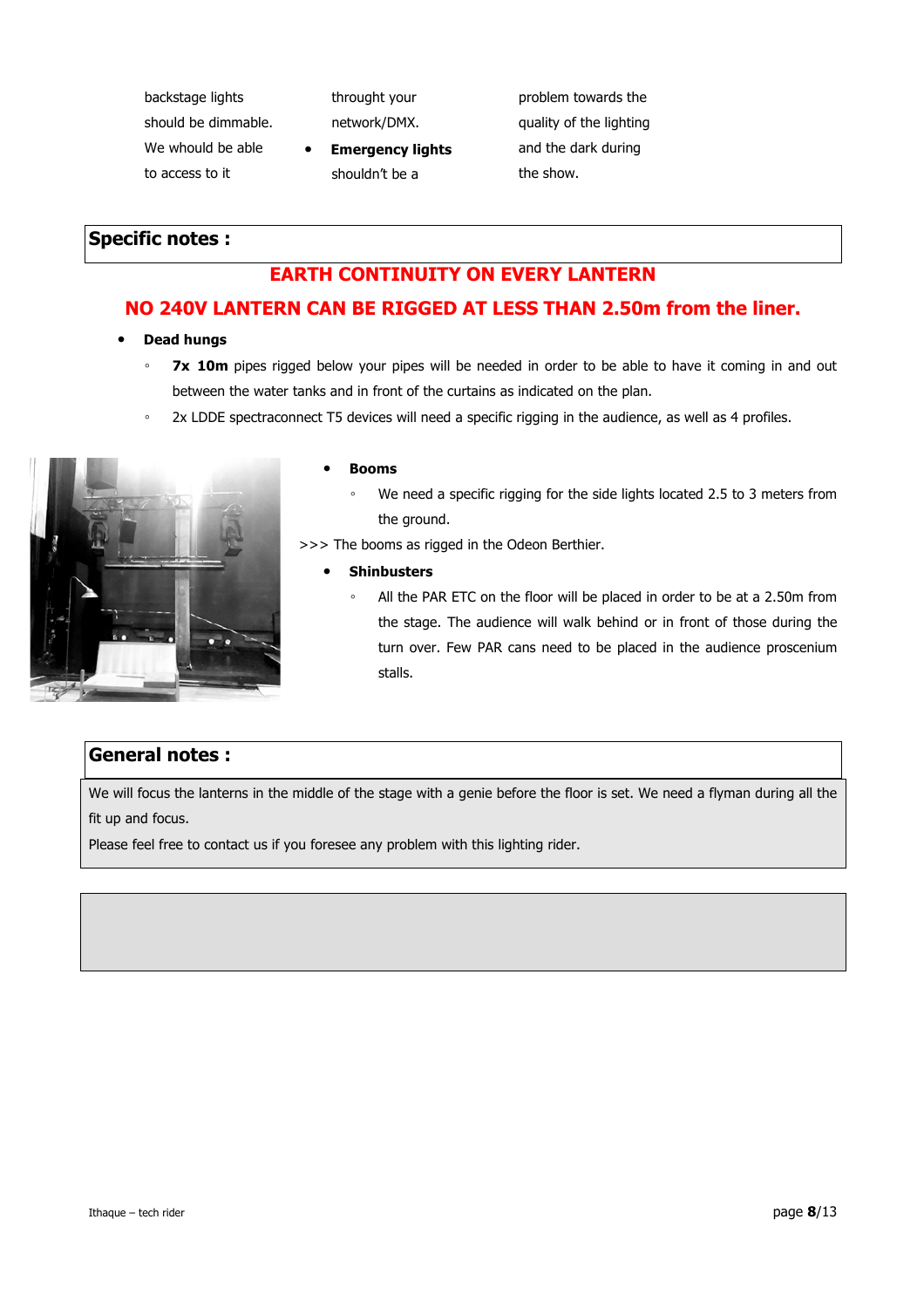backstage lights should be dimmable. We whould be able to access to it throught your network/DMX.

- **Emergency lights** shouldn't be a problem towards the quality of the lighting and the dark during the show.

## Specific notes :

**EARTH CONTINUITY ON EVERY LANTERN**

**NO 240V LANTERN CAN BE RIGGED AT LESS THAN 2.50m from the liner.**

- **Dead hungs**
  - **7x 10m** pipes rigged below your pipes will be needed in order to be able to have it coming in and out between the water tanks and in front of the curtains as indicated on the plan.
  - 2x LDDE spectraconnect T5 devices will need a specific rigging in the audience, as well as 4 profiles.

- **Booms**
  - We need a specific rigging for the side lights located 2.5 to 3 meters from the ground.

>>> The booms as rigged in the Odeon Berthier.

- **Shinbusters**
  - All the PAR ETC on the floor will be placed in order to be at a 2.50m from the stage. The audience will walk behind or in front of those during the turn over. Few PAR cans need to be placed in the audience proscenium stalls.

## General notes :

We will focus the lanterns in the middle of the stage with a genie before the floor is set. We need a flyman during all the fit up and focus.

Please feel free to contact us if you foresee any problem with this lighting rider.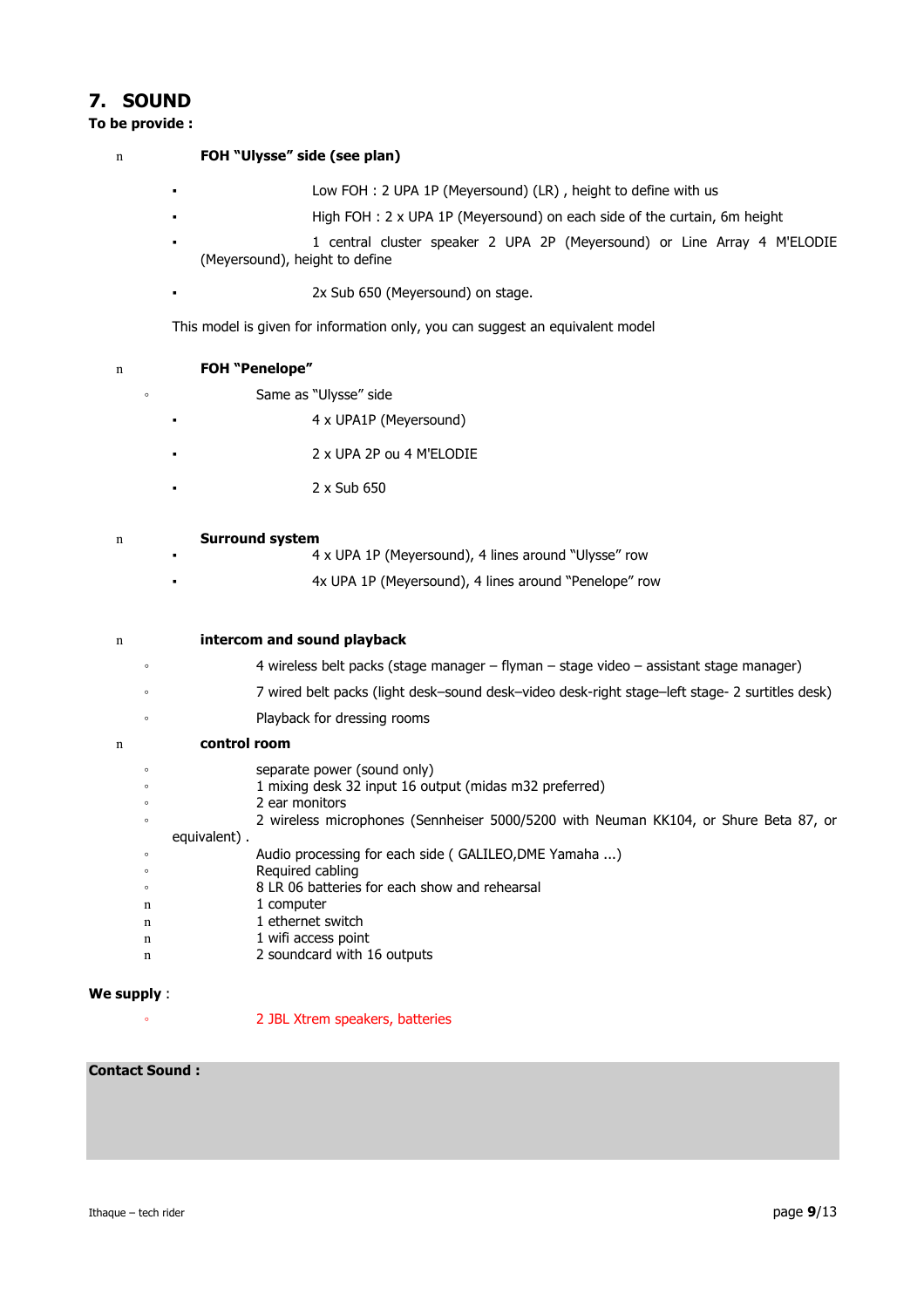## 7. SOUND

**To be provide :**

- **FOH "Ulysse" side (see plan)**
  - Low FOH : 2 UPA 1P (Meyersound) (LR) , height to define with us
  - High FOH : 2 x UPA 1P (Meyersound) on each side of the curtain, 6m height
  - 1 central cluster speaker 2 UPA 2P (Meyersound) or Line Array 4 M'ELODIE (Meyersound), height to define
  - 2x Sub 650 (Meyersound) on stage.

  This model is given for information only, you can suggest an equivalent model

- **FOH "Penelope"**
  - Same as "Ulysse" side
    - 4 x UPA1P (Meyersound)
    - 2 x UPA 2P ou 4 M'ELODIE
    - 2 x Sub 650

- **Surround system**
  - 4 x UPA 1P (Meyersound), 4 lines around "Ulysse" row
  - 4x UPA 1P (Meyersound), 4 lines around "Penelope" row

- **intercom and sound playback**
  - 4 wireless belt packs (stage manager – flyman – stage video – assistant stage manager)
  - 7 wired belt packs (light desk–sound desk–video desk-right stage–left stage- 2 surtitles desk)
  - Playback for dressing rooms

- **control room**
  - separate power (sound only)
  - 1 mixing desk 32 input 16 output (midas m32 preferred)
  - 2 ear monitors
  - 2 wireless microphones (Sennheiser 5000/5200 with Neuman KK104, or Shure Beta 87, or equivalent) .
  - Audio processing for each side ( GALILEO,DME Yamaha ...)
  - Required cabling
  - 8 LR 06 batteries for each show and rehearsal
  - 1 computer
  - 1 ethernet switch
  - 1 wifi access point
  - 2 soundcard with 16 outputs

**We supply** :

- 2 JBL Xtrem speakers, batteries

**Contact Sound :**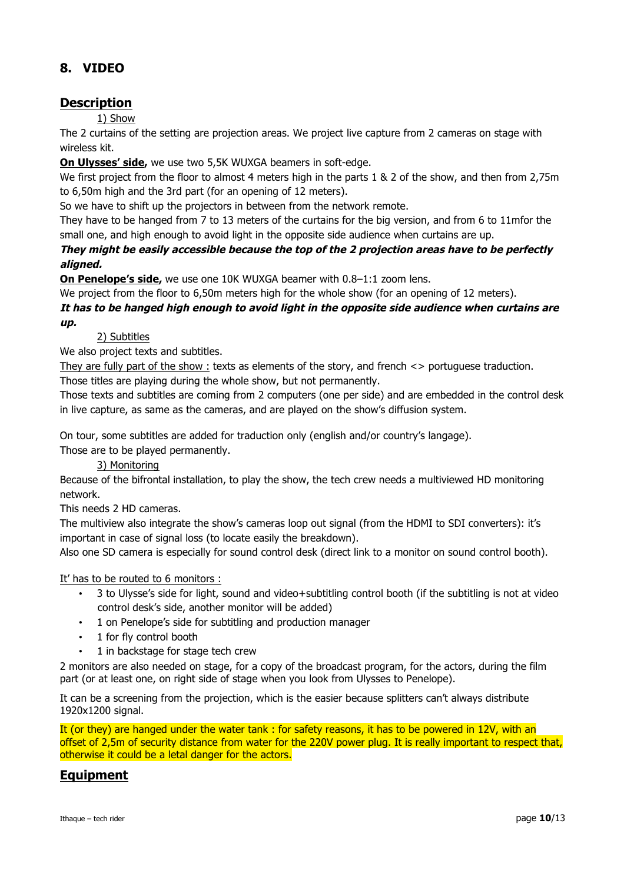## 8. VIDEO

### Description

1) Show

The 2 curtains of the setting are projection areas. We project live capture from 2 cameras on stage with wireless kit.

**On Ulysses' side,** we use two 5,5K WUXGA beamers in soft-edge.

We first project from the floor to almost 4 meters high in the parts 1 & 2 of the show, and then from 2,75m to 6,50m high and the 3rd part (for an opening of 12 meters).

So we have to shift up the projectors in between from the network remote.

They have to be hanged from 7 to 13 meters of the curtains for the big version, and from 6 to 11mfor the small one, and high enough to avoid light in the opposite side audience when curtains are up.

***They might be easily accessible because the top of the 2 projection areas have to be perfectly aligned.***

**On Penelope's side,** we use one 10K WUXGA beamer with 0.8–1:1 zoom lens.

We project from the floor to 6,50m meters high for the whole show (for an opening of 12 meters).

***It has to be hanged high enough to avoid light in the opposite side audience when curtains are up.***

2) Subtitles

We also project texts and subtitles.

They are fully part of the show : texts as elements of the story, and french <> portuguese traduction.

Those titles are playing during the whole show, but not permanently.

Those texts and subtitles are coming from 2 computers (one per side) and are embedded in the control desk in live capture, as same as the cameras, and are played on the show's diffusion system.

On tour, some subtitles are added for traduction only (english and/or country's langage).

Those are to be played permanently.

3) Monitoring

Because of the bifrontal installation, to play the show, the tech crew needs a multiviewed HD monitoring network.

This needs 2 HD cameras.

The multiview also integrate the show's cameras loop out signal (from the HDMI to SDI converters): it's important in case of signal loss (to locate easily the breakdown).

Also one SD camera is especially for sound control desk (direct link to a monitor on sound control booth).

It' has to be routed to 6 monitors :

- 3 to Ulysse's side for light, sound and video+subtitling control booth (if the subtitling is not at video control desk's side, another monitor will be added)
- 1 on Penelope's side for subtitling and production manager
- 1 for fly control booth
- 1 in backstage for stage tech crew

2 monitors are also needed on stage, for a copy of the broadcast program, for the actors, during the film part (or at least one, on right side of stage when you look from Ulysses to Penelope).

It can be a screening from the projection, which is the easier because splitters can't always distribute 1920x1200 signal.

It (or they) are hanged under the water tank : for safety reasons, it has to be powered in 12V, with an offset of 2,5m of security distance from water for the 220V power plug. It is really important to respect that, otherwise it could be a letal danger for the actors.

### Equipment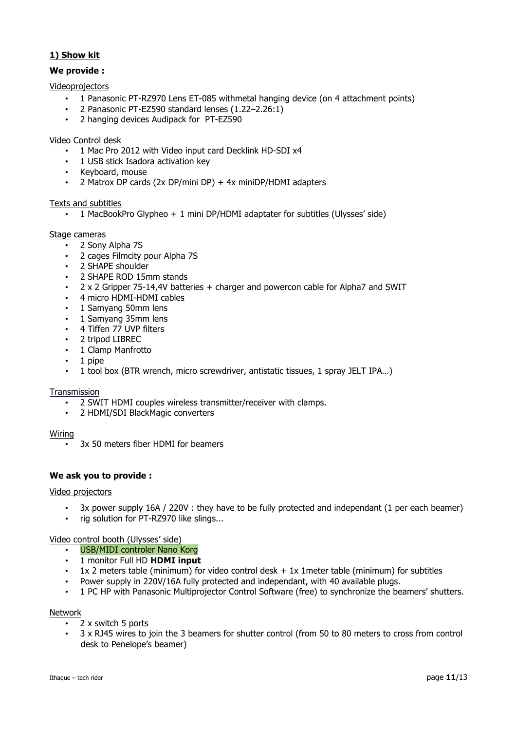## 1) Show kit

**We provide :**

Videoprojectors

- 1 Panasonic PT-RZ970 Lens ET-085 withmetal hanging device (on 4 attachment points)
- 2 Panasonic PT-EZ590 standard lenses (1.22–2.26:1)
- 2 hanging devices Audipack for PT-EZ590

Video Control desk

- 1 Mac Pro 2012 with Video input card Decklink HD-SDI x4
- 1 USB stick Isadora activation key
- Keyboard, mouse
- 2 Matrox DP cards (2x DP/mini DP) + 4x miniDP/HDMI adapters

Texts and subtitles

- 1 MacBookPro Glypheo + 1 mini DP/HDMI adaptater for subtitles (Ulysses' side)

Stage cameras

- 2 Sony Alpha 7S
- 2 cages Filmcity pour Alpha 7S
- 2 SHAPE shoulder
- 2 SHAPE ROD 15mm stands
- 2 x 2 Gripper 75-14,4V batteries + charger and powercon cable for Alpha7 and SWIT
- 4 micro HDMI-HDMI cables
- 1 Samyang 50mm lens
- 1 Samyang 35mm lens
- 4 Tiffen 77 UVP filters
- 2 tripod LIBREC
- 1 Clamp Manfrotto
- 1 pipe
- 1 tool box (BTR wrench, micro screwdriver, antistatic tissues, 1 spray JELT IPA…)

Transmission

- 2 SWIT HDMI couples wireless transmitter/receiver with clamps.
- 2 HDMI/SDI BlackMagic converters

Wiring

- 3x 50 meters fiber HDMI for beamers

**We ask you to provide :**

Video projectors

- 3x power supply 16A / 220V : they have to be fully protected and independant (1 per each beamer)
- rig solution for PT-RZ970 like slings...

Video control booth (Ulysses' side)

- USB/MIDI controler Nano Korg
- 1 monitor Full HD **HDMI input**
- 1x 2 meters table (minimum) for video control desk + 1x 1meter table (minimum) for subtitles
- Power supply in 220V/16A fully protected and independant, with 40 available plugs.
- 1 PC HP with Panasonic Multiprojector Control Software (free) to synchronize the beamers' shutters.

Network

- 2 x switch 5 ports
- 3 x RJ45 wires to join the 3 beamers for shutter control (from 50 to 80 meters to cross from control desk to Penelope's beamer)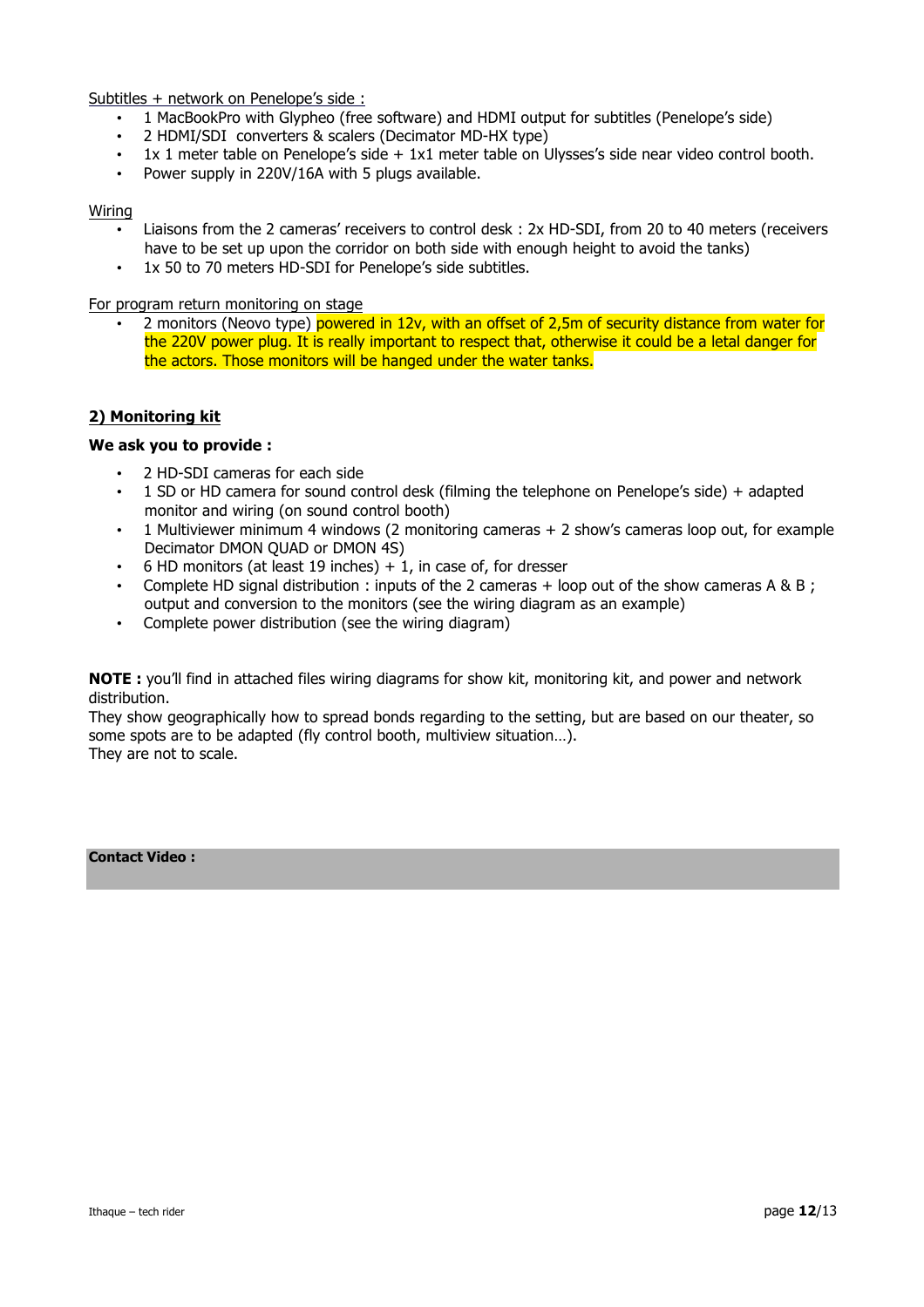Subtitles + network on Penelope's side :

- 1 MacBookPro with Glypheo (free software) and HDMI output for subtitles (Penelope's side)
- 2 HDMI/SDI  converters & scalers (Decimator MD-HX type)
- 1x 1 meter table on Penelope's side + 1x1 meter table on Ulysses's side near video control booth.
- Power supply in 220V/16A with 5 plugs available.

Wiring

- Liaisons from the 2 cameras' receivers to control desk : 2x HD-SDI, from 20 to 40 meters (receivers have to be set up upon the corridor on both side with enough height to avoid the tanks)
- 1x 50 to 70 meters HD-SDI for Penelope's side subtitles.

For program return monitoring on stage

- 2 monitors (Neovo type) powered in 12v, with an offset of 2,5m of security distance from water for the 220V power plug. It is really important to respect that, otherwise it could be a letal danger for the actors. Those monitors will be hanged under the water tanks.

## 2) Monitoring kit

**We ask you to provide :**

- 2 HD-SDI cameras for each side
- 1 SD or HD camera for sound control desk (filming the telephone on Penelope's side) + adapted monitor and wiring (on sound control booth)
- 1 Multiviewer minimum 4 windows (2 monitoring cameras + 2 show's cameras loop out, for example Decimator DMON QUAD or DMON 4S)
- 6 HD monitors (at least 19 inches) + 1, in case of, for dresser
- Complete HD signal distribution : inputs of the 2 cameras + loop out of the show cameras A & B ; output and conversion to the monitors (see the wiring diagram as an example)
- Complete power distribution (see the wiring diagram)

**NOTE :** you'll find in attached files wiring diagrams for show kit, monitoring kit, and power and network distribution.
They show geographically how to spread bonds regarding to the setting, but are based on our theater, so some spots are to be adapted (fly control booth, multiview situation…).
They are not to scale.

**Contact Video :**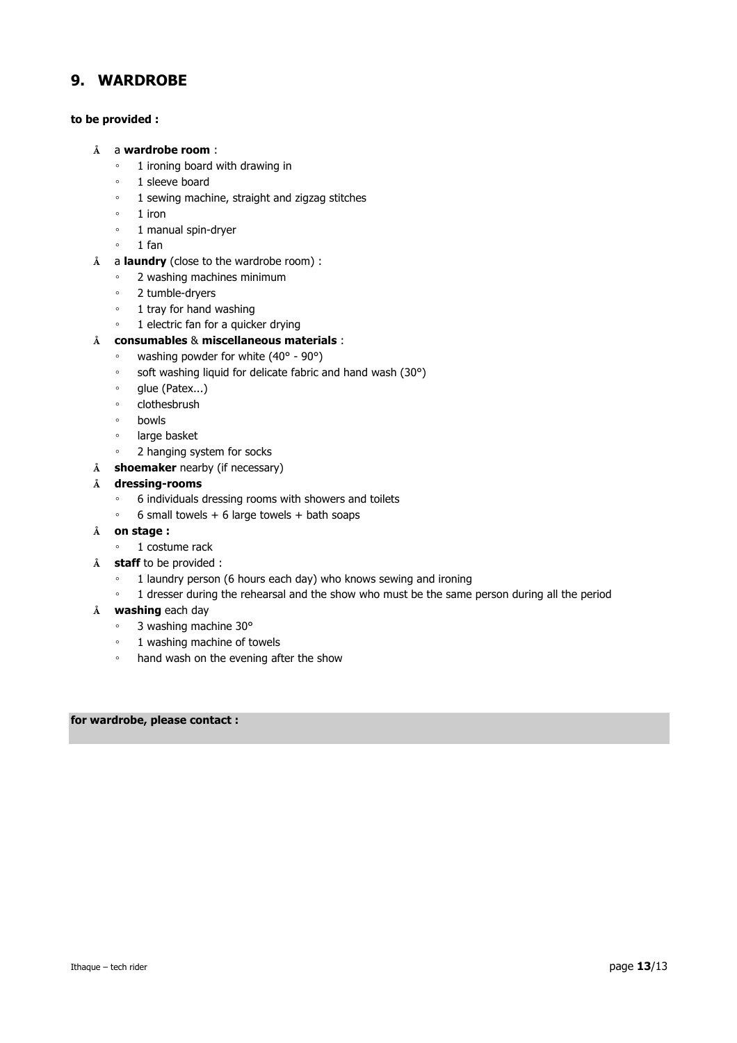## 9. WARDROBE

**to be provided :**

- a **wardrobe room** :
  - 1 ironing board with drawing in
  - 1 sleeve board
  - 1 sewing machine, straight and zigzag stitches
  - 1 iron
  - 1 manual spin-dryer
  - 1 fan
- a **laundry** (close to the wardrobe room) :
  - 2 washing machines minimum
  - 2 tumble-dryers
  - 1 tray for hand washing
  - 1 electric fan for a quicker drying
- **consumables** & **miscellaneous materials** :
  - washing powder for white (40° - 90°)
  - soft washing liquid for delicate fabric and hand wash (30°)
  - glue (Patex...)
  - clothesbrush
  - bowls
  - large basket
  - 2 hanging system for socks
- **shoemaker** nearby (if necessary)
- **dressing-rooms**
  - 6 individuals dressing rooms with showers and toilets
  - 6 small towels + 6 large towels + bath soaps
- **on stage :**
  - 1 costume rack
- **staff** to be provided :
  - 1 laundry person (6 hours each day) who knows sewing and ironing
  - 1 dresser during the rehearsal and the show who must be the same person during all the period
- **washing** each day
  - 3 washing machine 30°
  - 1 washing machine of towels
  - hand wash on the evening after the show

**for wardrobe, please contact :**